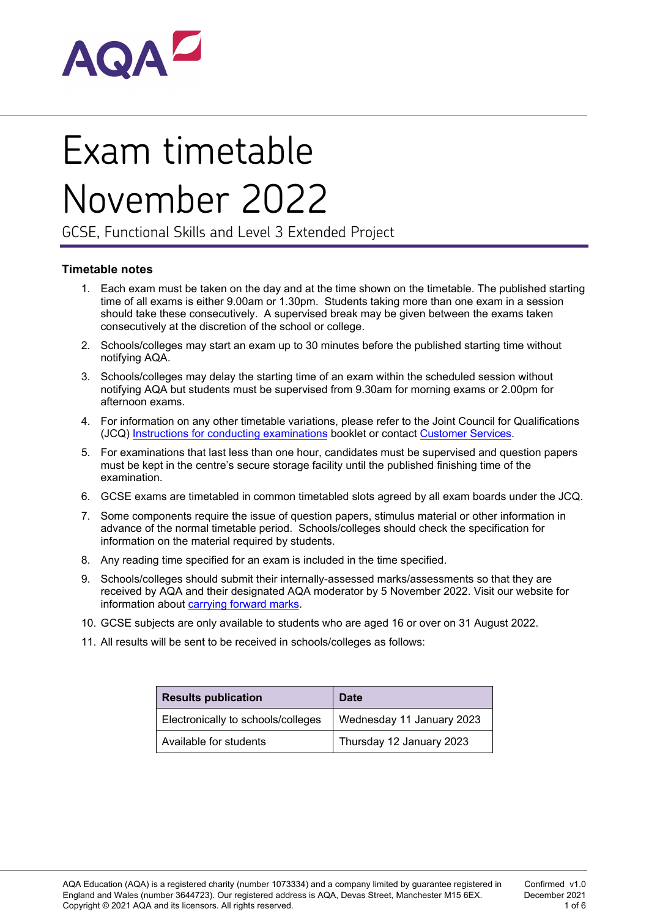# Exam timetable November 2022

GCSE, Functional Skills and Level 3 Extended Project

## Timetable notes

1. Each exam must be taken on the day and at the time shown on the timetable. The published starting time of all exams is either 9.00am or 1.30pm. Students taking more than one exam in a session should take these consecutively. A supervised break may be given between the exams taken consecutively at the discretion of the school or college.
2. Schools/colleges may start an exam up to 30 minutes before the published starting time without notifying AQA.
3. Schools/colleges may delay the starting time of an exam within the scheduled session without notifying AQA but students must be supervised from 9.30am for morning exams or 2.00pm for afternoon exams.
4. For information on any other timetable variations, please refer to the Joint Council for Qualifications (JCQ) Instructions for conducting examinations booklet or contact Customer Services.
5. For examinations that last less than one hour, candidates must be supervised and question papers must be kept in the centre's secure storage facility until the published finishing time of the examination.
6. GCSE exams are timetabled in common timetabled slots agreed by all exam boards under the JCQ.
7. Some components require the issue of question papers, stimulus material or other information in advance of the normal timetable period. Schools/colleges should check the specification for information on the material required by students.
8. Any reading time specified for an exam is included in the time specified.
9. Schools/colleges should submit their internally-assessed marks/assessments so that they are received by AQA and their designated AQA moderator by 5 November 2022. Visit our website for information about carrying forward marks.
10. GCSE subjects are only available to students who are aged 16 or over on 31 August 2022.
11. All results will be sent to be received in schools/colleges as follows:

| Results publication | Date |
|---|---|
| Electronically to schools/colleges | Wednesday 11 January 2023 |
| Available for students | Thursday 12 January 2023 |

AQA Education (AQA) is a registered charity (number 1073334) and a company limited by guarantee registered in England and Wales (number 3644723). Our registered address is AQA, Devas Street, Manchester M15 6EX. Copyright © 2021 AQA and its licensors. All rights reserved.

Confirmed v1.0
December 2021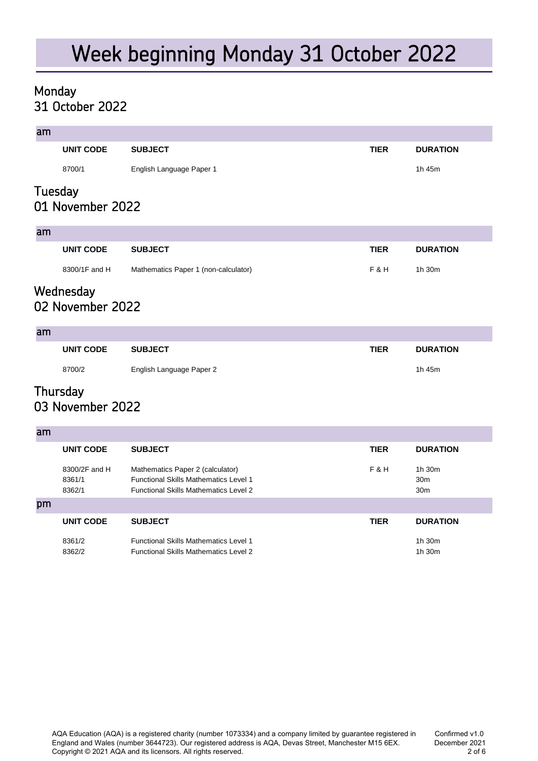# Week beginning Monday 31 October 2022

## Monday
## 31 October 2022

### am

| UNIT CODE | SUBJECT | TIER | DURATION |
|---|---|---|---|
| 8700/1 | English Language Paper 1 | | 1h 45m |

## Tuesday
## 01 November 2022

### am

| UNIT CODE | SUBJECT | TIER | DURATION |
|---|---|---|---|
| 8300/1F and H | Mathematics Paper 1 (non-calculator) | F & H | 1h 30m |

## Wednesday
## 02 November 2022

### am

| UNIT CODE | SUBJECT | TIER | DURATION |
|---|---|---|---|
| 8700/2 | English Language Paper 2 | | 1h 45m |

## Thursday
## 03 November 2022

### am

| UNIT CODE | SUBJECT | TIER | DURATION |
|---|---|---|---|
| 8300/2F and H | Mathematics Paper 2 (calculator) | F & H | 1h 30m |
| 8361/1 | Functional Skills Mathematics Level 1 | | 30m |
| 8362/1 | Functional Skills Mathematics Level 2 | | 30m |

### pm

| UNIT CODE | SUBJECT | TIER | DURATION |
|---|---|---|---|
| 8361/2 | Functional Skills Mathematics Level 1 | | 1h 30m |
| 8362/2 | Functional Skills Mathematics Level 2 | | 1h 30m |

AQA Education (AQA) is a registered charity (number 1073334) and a company limited by guarantee registered in England and Wales (number 3644723). Our registered address is AQA, Devas Street, Manchester M15 6EX. Copyright © 2021 AQA and its licensors. All rights reserved.

Confirmed v1.0
December 2021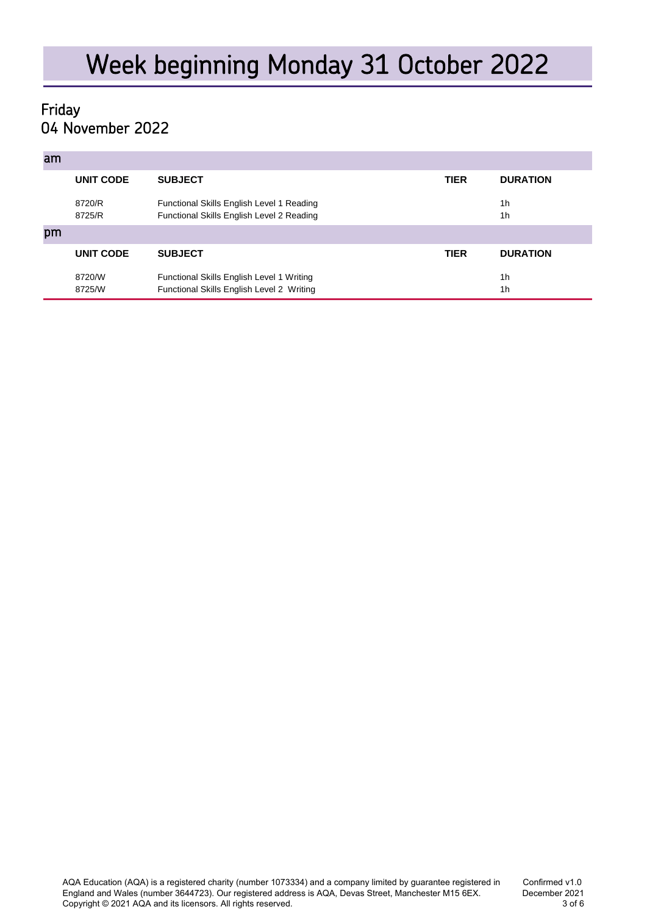# Week beginning Monday 31 October 2022

## Friday
## 04 November 2022

### am

| UNIT CODE | SUBJECT | TIER | DURATION |
|---|---|---|---|
| 8720/R | Functional Skills English Level 1 Reading | | 1h |
| 8725/R | Functional Skills English Level 2 Reading | | 1h |

### pm

| UNIT CODE | SUBJECT | TIER | DURATION |
|---|---|---|---|
| 8720/W | Functional Skills English Level 1 Writing | | 1h |
| 8725/W | Functional Skills English Level 2 Writing | | 1h |

AQA Education (AQA) is a registered charity (number 1073334) and a company limited by guarantee registered in England and Wales (number 3644723). Our registered address is AQA, Devas Street, Manchester M15 6EX. Copyright © 2021 AQA and its licensors. All rights reserved.

Confirmed v1.0
December 2021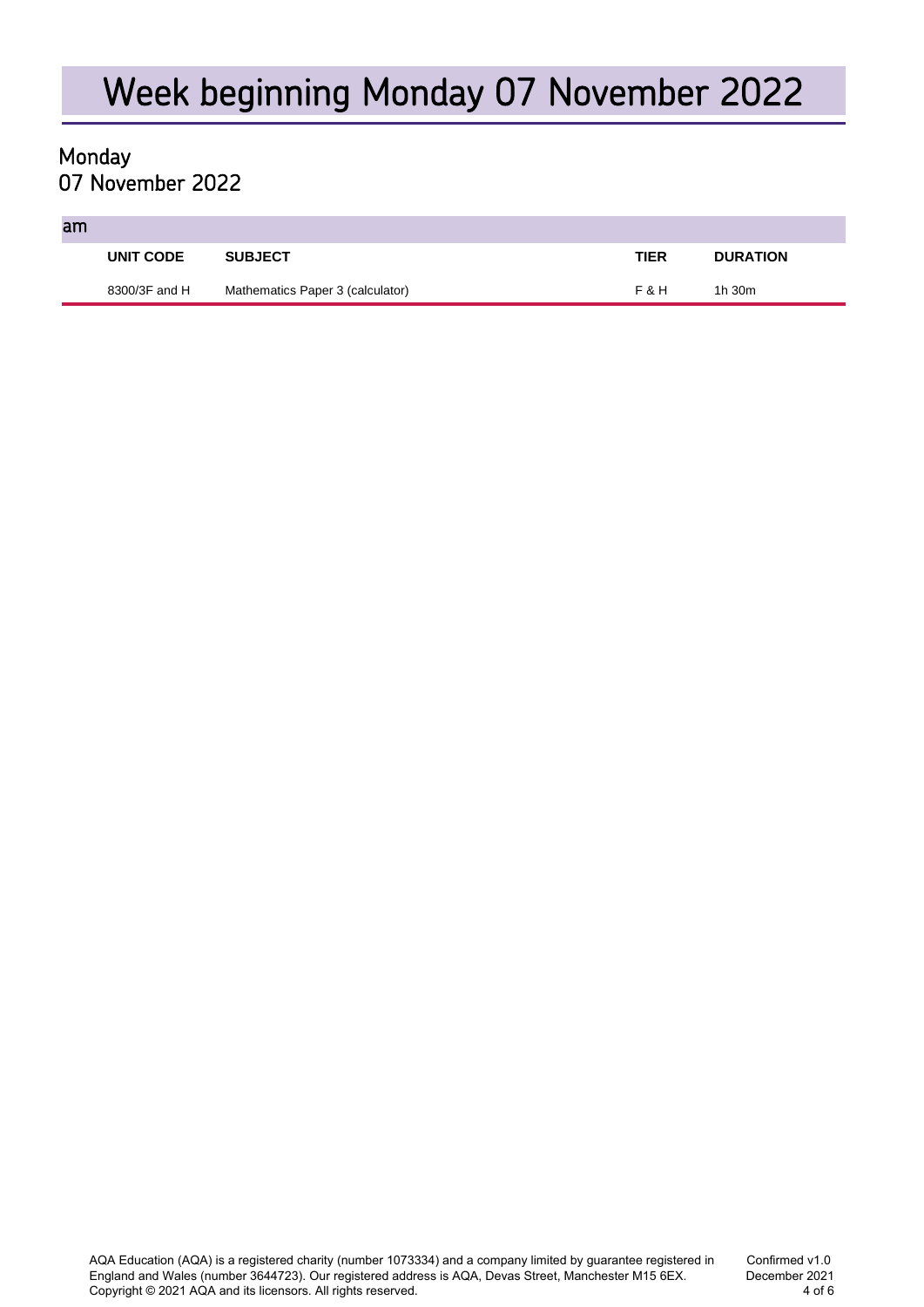# Week beginning Monday 07 November 2022

## Monday
## 07 November 2022

### am

| UNIT CODE | SUBJECT | TIER | DURATION |
|---|---|---|---|
| 8300/3F and H | Mathematics Paper 3 (calculator) | F & H | 1h 30m |

AQA Education (AQA) is a registered charity (number 1073334) and a company limited by guarantee registered in England and Wales (number 3644723). Our registered address is AQA, Devas Street, Manchester M15 6EX.
Copyright © 2021 AQA and its licensors. All rights reserved.

Confirmed v1.0
December 2021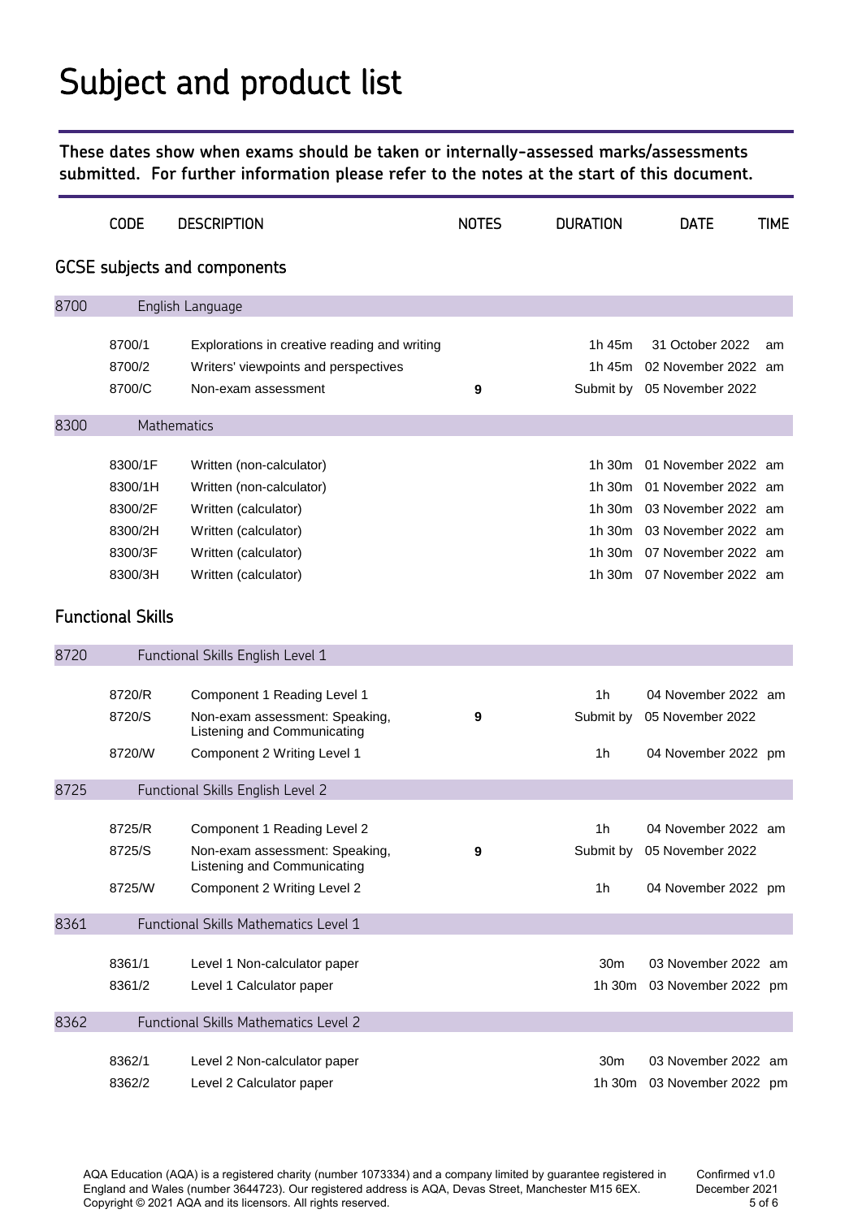# Subject and product list

**These dates show when exams should be taken or internally-assessed marks/assessments submitted. For further information please refer to the notes at the start of this document.**

| CODE | DESCRIPTION | NOTES | DURATION | DATE | TIME |
|---|---|---|---|---|---|

## GCSE subjects and components

| CODE | DESCRIPTION | NOTES | DURATION | DATE | TIME |
|---|---|---|---|---|---|
| **8700** | **English Language** | | | | |
| 8700/1 | Explorations in creative reading and writing | | 1h 45m | 31 October 2022 | am |
| 8700/2 | Writers' viewpoints and perspectives | | 1h 45m | 02 November 2022 | am |
| 8700/C | Non-exam assessment | 9 | Submit by | 05 November 2022 | |
| **8300** | **Mathematics** | | | | |
| 8300/1F | Written (non-calculator) | | 1h 30m | 01 November 2022 | am |
| 8300/1H | Written (non-calculator) | | 1h 30m | 01 November 2022 | am |
| 8300/2F | Written (calculator) | | 1h 30m | 03 November 2022 | am |
| 8300/2H | Written (calculator) | | 1h 30m | 03 November 2022 | am |
| 8300/3F | Written (calculator) | | 1h 30m | 07 November 2022 | am |
| 8300/3H | Written (calculator) | | 1h 30m | 07 November 2022 | am |

## Functional Skills

| CODE | DESCRIPTION | NOTES | DURATION | DATE | TIME |
|---|---|---|---|---|---|
| **8720** | **Functional Skills English Level 1** | | | | |
| 8720/R | Component 1 Reading Level 1 | | 1h | 04 November 2022 | am |
| 8720/S | Non-exam assessment: Speaking, Listening and Communicating | 9 | Submit by | 05 November 2022 | |
| 8720/W | Component 2 Writing Level 1 | | 1h | 04 November 2022 | pm |
| **8725** | **Functional Skills English Level 2** | | | | |
| 8725/R | Component 1 Reading Level 2 | | 1h | 04 November 2022 | am |
| 8725/S | Non-exam assessment: Speaking, Listening and Communicating | 9 | Submit by | 05 November 2022 | |
| 8725/W | Component 2 Writing Level 2 | | 1h | 04 November 2022 | pm |
| **8361** | **Functional Skills Mathematics Level 1** | | | | |
| 8361/1 | Level 1 Non-calculator paper | | 30m | 03 November 2022 | am |
| 8361/2 | Level 1 Calculator paper | | 1h 30m | 03 November 2022 | pm |
| **8362** | **Functional Skills Mathematics Level 2** | | | | |
| 8362/1 | Level 2 Non-calculator paper | | 30m | 03 November 2022 | am |
| 8362/2 | Level 2 Calculator paper | | 1h 30m | 03 November 2022 | pm |

AQA Education (AQA) is a registered charity (number 1073334) and a company limited by guarantee registered in England and Wales (number 3644723). Our registered address is AQA, Devas Street, Manchester M15 6EX.
Copyright © 2021 AQA and its licensors. All rights reserved.

Confirmed v1.0
December 2021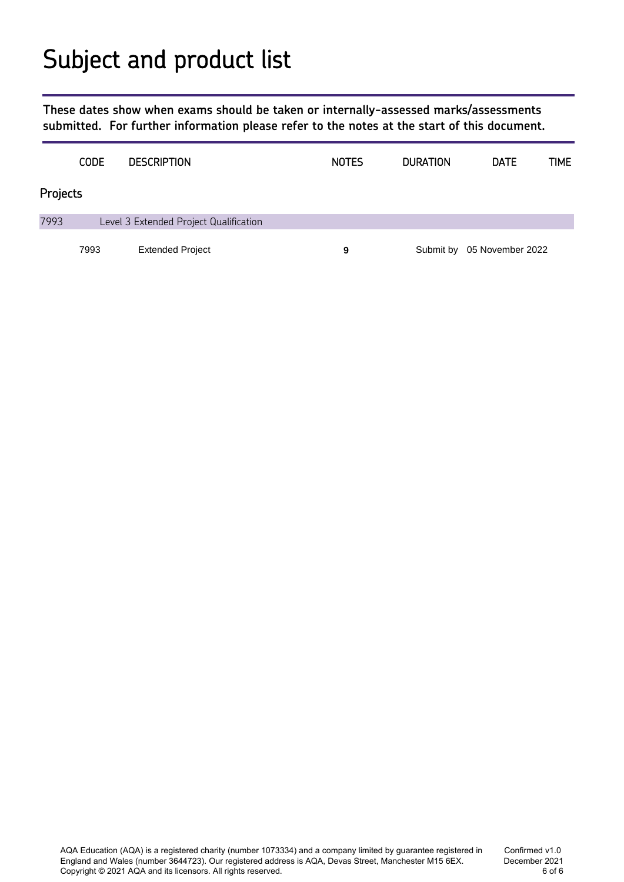# Subject and product list

**These dates show when exams should be taken or internally-assessed marks/assessments submitted. For further information please refer to the notes at the start of this document.**

| CODE | DESCRIPTION | NOTES | DURATION | DATE | TIME |
|---|---|---|---|---|---|
| **Projects** | | | | | |
| 7993 | Level 3 Extended Project Qualification | | | | |
| 7993 | Extended Project | **9** | Submit by | 05 November 2022 | |

AQA Education (AQA) is a registered charity (number 1073334) and a company limited by guarantee registered in England and Wales (number 3644723). Our registered address is AQA, Devas Street, Manchester M15 6EX. Copyright © 2021 AQA and its licensors. All rights reserved.

Confirmed v1.0
December 2021